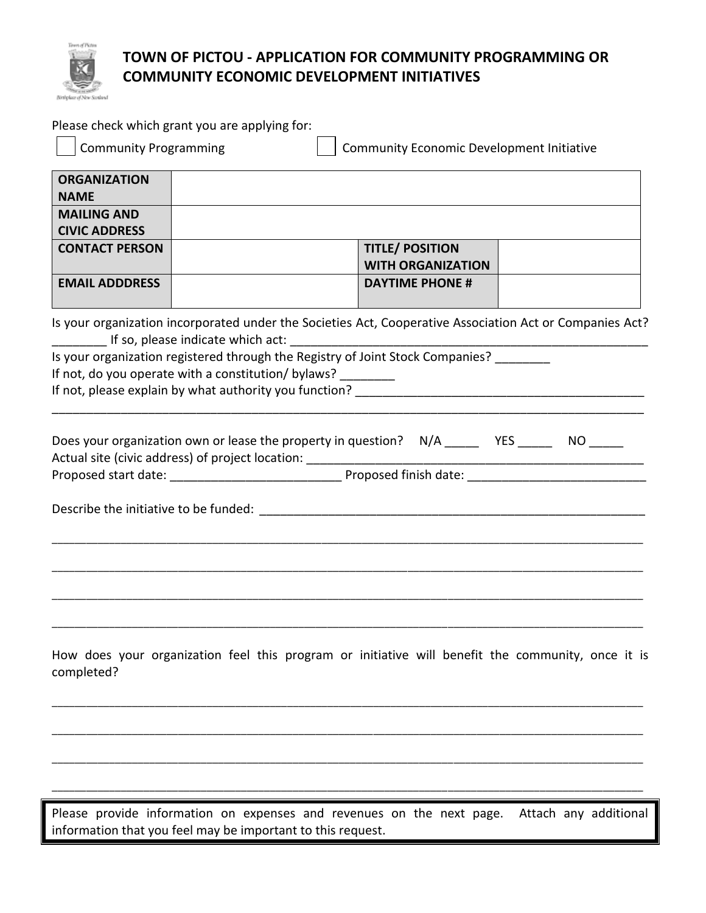# TOWN OF PICTOU - APPLICATION FOR COMMUNITY PROGRAMMING OR COMMUNITY ECONOMIC DEVELOPMENT INITIATIVES

Please check which grant you are applying for:

☐ Community Programming ☐ Community Economic Development Initiative

| **ORGANIZATION NAME** | | | |
|---|---|---|---|
| **MAILING AND CIVIC ADDRESS** | | | |
| **CONTACT PERSON** | | **TITLE/ POSITION WITH ORGANIZATION** | |
| **EMAIL ADDDRESS** | | **DAYTIME PHONE #** | |

Is your organization incorporated under the Societies Act, Cooperative Association Act or Companies Act? ________ If so, please indicate which act: ____________________________________________________

Is your organization registered through the Registry of Joint Stock Companies? ________

If not, do you operate with a constitution/ bylaws? ________

If not, please explain by what authority you function? ____________________________________________

_____________________________________________________________________________________

Does your organization own or lease the property in question? N/A _____ YES _____ NO _____

Actual site (civic address) of project location: __________________________________________________

Proposed start date: _________________________ Proposed finish date: __________________________

Describe the initiative to be funded: _________________________________________________________

_____________________________________________________________________________________

_____________________________________________________________________________________

_____________________________________________________________________________________

_____________________________________________________________________________________

How does your organization feel this program or initiative will benefit the community, once it is completed?

_____________________________________________________________________________________

_____________________________________________________________________________________

_____________________________________________________________________________________

_____________________________________________________________________________________

Please provide information on expenses and revenues on the next page. Attach any additional information that you feel may be important to this request.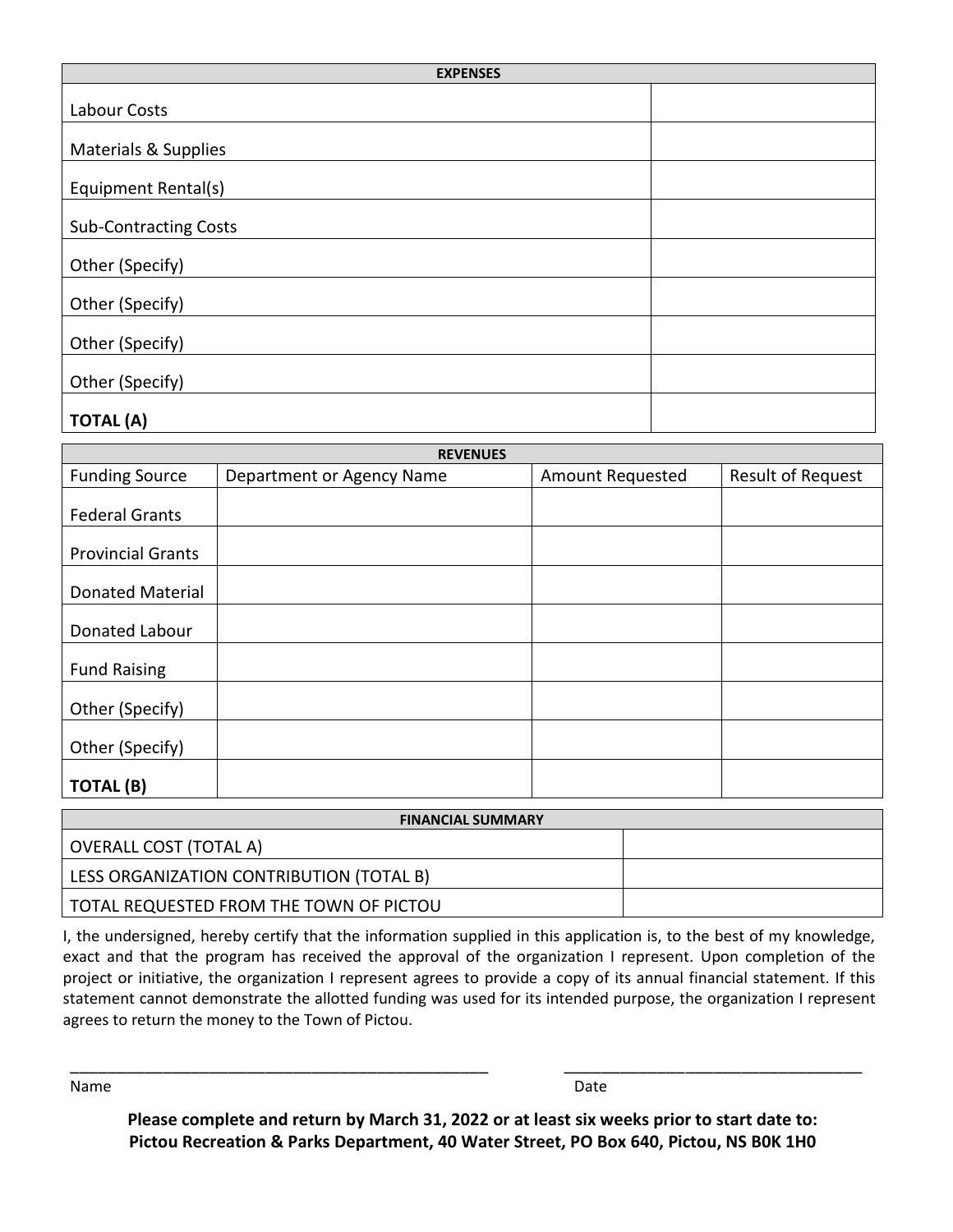| EXPENSES | |
|---|---|
| Labour Costs | |
| Materials & Supplies | |
| Equipment Rental(s) | |
| Sub-Contracting Costs | |
| Other (Specify) | |
| Other (Specify) | |
| Other (Specify) | |
| Other (Specify) | |
| **TOTAL (A)** | |

| REVENUES | | | |
|---|---|---|---|
| Funding Source | Department or Agency Name | Amount Requested | Result of Request |
| Federal Grants | | | |
| Provincial Grants | | | |
| Donated Material | | | |
| Donated Labour | | | |
| Fund Raising | | | |
| Other (Specify) | | | |
| Other (Specify) | | | |
| **TOTAL (B)** | | | |

| FINANCIAL SUMMARY | |
|---|---|
| OVERALL COST (TOTAL A) | |
| LESS ORGANIZATION CONTRIBUTION (TOTAL B) | |
| TOTAL REQUESTED FROM THE TOWN OF PICTOU | |

I, the undersigned, hereby certify that the information supplied in this application is, to the best of my knowledge, exact and that the program has received the approval of the organization I represent. Upon completion of the project or initiative, the organization I represent agrees to provide a copy of its annual financial statement. If this statement cannot demonstrate the allotted funding was used for its intended purpose, the organization I represent agrees to return the money to the Town of Pictou.

\_\_\_\_\_\_\_\_\_\_\_\_\_\_\_\_\_\_\_\_\_\_\_\_\_\_\_\_\_\_\_\_\_\_\_\_\_\_\_\_ \_\_\_\_\_\_\_\_\_\_\_\_\_\_\_\_\_\_\_\_\_\_\_\_\_\_\_\_\_\_\_\_

Name Date

**Please complete and return by March 31, 2022 or at least six weeks prior to start date to:**
**Pictou Recreation & Parks Department, 40 Water Street, PO Box 640, Pictou, NS B0K 1H0**